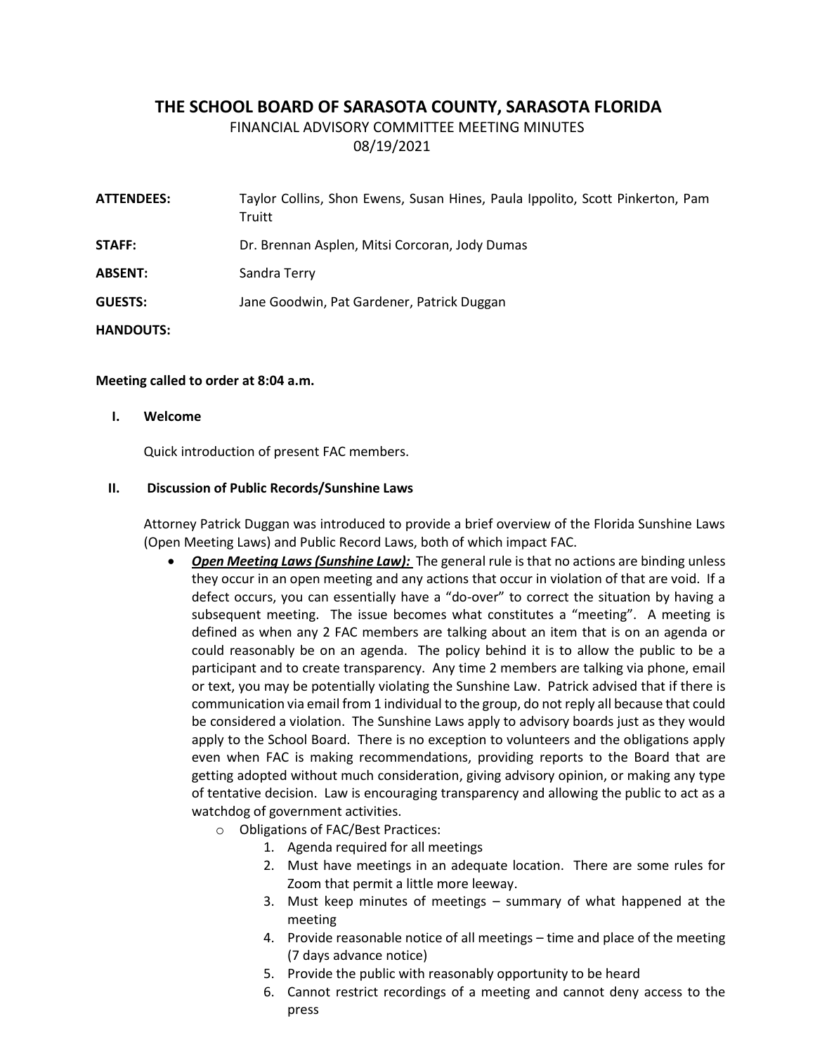# THE SCHOOL BOARD OF SARASOTA COUNTY, SARASOTA FLORIDA

FINANCIAL ADVISORY COMMITTEE MEETING MINUTES

08/19/2021

**ATTENDEES:** Taylor Collins, Shon Ewens, Susan Hines, Paula Ippolito, Scott Pinkerton, Pam Truitt

**STAFF:** Dr. Brennan Asplen, Mitsi Corcoran, Jody Dumas

**ABSENT:** Sandra Terry

**GUESTS:** Jane Goodwin, Pat Gardener, Patrick Duggan

**HANDOUTS:**

**Meeting called to order at 8:04 a.m.**

**I. Welcome**

Quick introduction of present FAC members.

**II. Discussion of Public Records/Sunshine Laws**

Attorney Patrick Duggan was introduced to provide a brief overview of the Florida Sunshine Laws (Open Meeting Laws) and Public Record Laws, both of which impact FAC.

- ***Open Meeting Laws (Sunshine Law):*** The general rule is that no actions are binding unless they occur in an open meeting and any actions that occur in violation of that are void. If a defect occurs, you can essentially have a "do-over" to correct the situation by having a subsequent meeting. The issue becomes what constitutes a "meeting". A meeting is defined as when any 2 FAC members are talking about an item that is on an agenda or could reasonably be on an agenda. The policy behind it is to allow the public to be a participant and to create transparency. Any time 2 members are talking via phone, email or text, you may be potentially violating the Sunshine Law. Patrick advised that if there is communication via email from 1 individual to the group, do not reply all because that could be considered a violation. The Sunshine Laws apply to advisory boards just as they would apply to the School Board. There is no exception to volunteers and the obligations apply even when FAC is making recommendations, providing reports to the Board that are getting adopted without much consideration, giving advisory opinion, or making any type of tentative decision. Law is encouraging transparency and allowing the public to act as a watchdog of government activities.
  - Obligations of FAC/Best Practices:
    1. Agenda required for all meetings
    2. Must have meetings in an adequate location. There are some rules for Zoom that permit a little more leeway.
    3. Must keep minutes of meetings – summary of what happened at the meeting
    4. Provide reasonable notice of all meetings – time and place of the meeting (7 days advance notice)
    5. Provide the public with reasonably opportunity to be heard
    6. Cannot restrict recordings of a meeting and cannot deny access to the press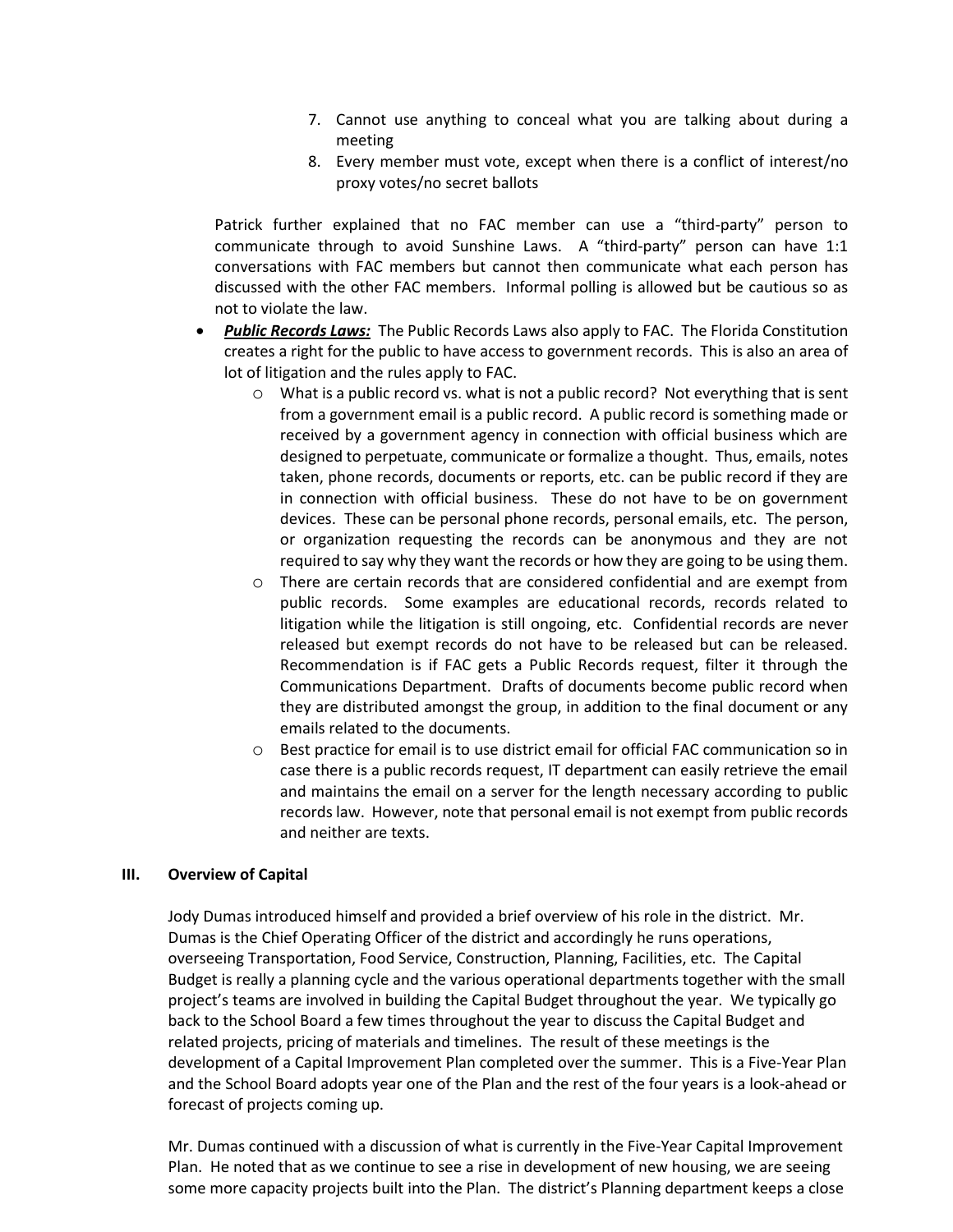7. Cannot use anything to conceal what you are talking about during a meeting
8. Every member must vote, except when there is a conflict of interest/no proxy votes/no secret ballots

Patrick further explained that no FAC member can use a "third-party" person to communicate through to avoid Sunshine Laws. A "third-party" person can have 1:1 conversations with FAC members but cannot then communicate what each person has discussed with the other FAC members. Informal polling is allowed but be cautious so as not to violate the law.

- ***Public Records Laws:*** The Public Records Laws also apply to FAC. The Florida Constitution creates a right for the public to have access to government records. This is also an area of lot of litigation and the rules apply to FAC.
  - What is a public record vs. what is not a public record? Not everything that is sent from a government email is a public record. A public record is something made or received by a government agency in connection with official business which are designed to perpetuate, communicate or formalize a thought. Thus, emails, notes taken, phone records, documents or reports, etc. can be public record if they are in connection with official business. These do not have to be on government devices. These can be personal phone records, personal emails, etc. The person, or organization requesting the records can be anonymous and they are not required to say why they want the records or how they are going to be using them.
  - There are certain records that are considered confidential and are exempt from public records. Some examples are educational records, records related to litigation while the litigation is still ongoing, etc. Confidential records are never released but exempt records do not have to be released but can be released. Recommendation is if FAC gets a Public Records request, filter it through the Communications Department. Drafts of documents become public record when they are distributed amongst the group, in addition to the final document or any emails related to the documents.
  - Best practice for email is to use district email for official FAC communication so in case there is a public records request, IT department can easily retrieve the email and maintains the email on a server for the length necessary according to public records law. However, note that personal email is not exempt from public records and neither are texts.

## III. Overview of Capital

Jody Dumas introduced himself and provided a brief overview of his role in the district. Mr. Dumas is the Chief Operating Officer of the district and accordingly he runs operations, overseeing Transportation, Food Service, Construction, Planning, Facilities, etc. The Capital Budget is really a planning cycle and the various operational departments together with the small project's teams are involved in building the Capital Budget throughout the year. We typically go back to the School Board a few times throughout the year to discuss the Capital Budget and related projects, pricing of materials and timelines. The result of these meetings is the development of a Capital Improvement Plan completed over the summer. This is a Five-Year Plan and the School Board adopts year one of the Plan and the rest of the four years is a look-ahead or forecast of projects coming up.

Mr. Dumas continued with a discussion of what is currently in the Five-Year Capital Improvement Plan. He noted that as we continue to see a rise in development of new housing, we are seeing some more capacity projects built into the Plan. The district's Planning department keeps a close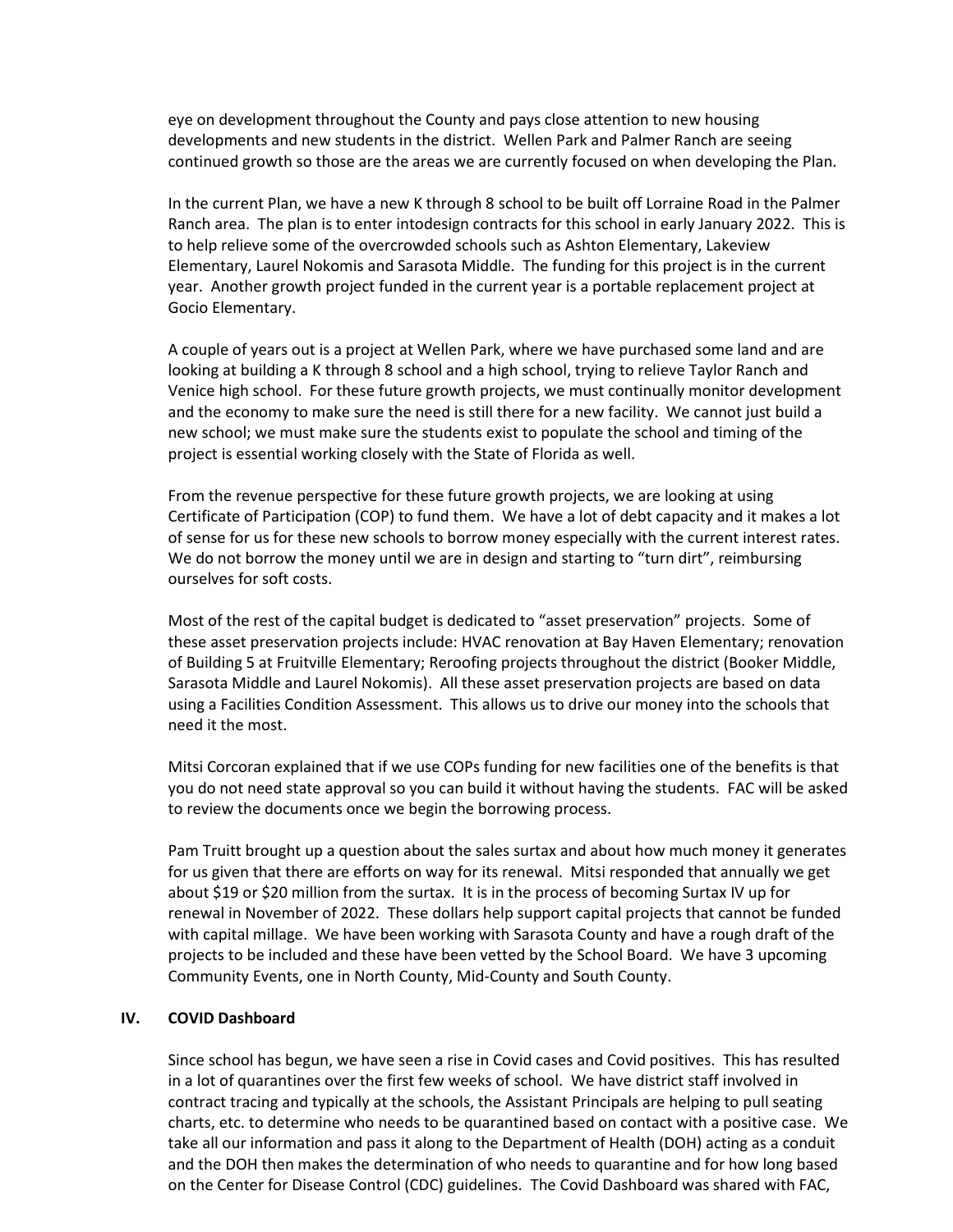eye on development throughout the County and pays close attention to new housing developments and new students in the district. Wellen Park and Palmer Ranch are seeing continued growth so those are the areas we are currently focused on when developing the Plan.

In the current Plan, we have a new K through 8 school to be built off Lorraine Road in the Palmer Ranch area. The plan is to enter intodesign contracts for this school in early January 2022. This is to help relieve some of the overcrowded schools such as Ashton Elementary, Lakeview Elementary, Laurel Nokomis and Sarasota Middle. The funding for this project is in the current year. Another growth project funded in the current year is a portable replacement project at Gocio Elementary.

A couple of years out is a project at Wellen Park, where we have purchased some land and are looking at building a K through 8 school and a high school, trying to relieve Taylor Ranch and Venice high school. For these future growth projects, we must continually monitor development and the economy to make sure the need is still there for a new facility. We cannot just build a new school; we must make sure the students exist to populate the school and timing of the project is essential working closely with the State of Florida as well.

From the revenue perspective for these future growth projects, we are looking at using Certificate of Participation (COP) to fund them. We have a lot of debt capacity and it makes a lot of sense for us for these new schools to borrow money especially with the current interest rates. We do not borrow the money until we are in design and starting to "turn dirt", reimbursing ourselves for soft costs.

Most of the rest of the capital budget is dedicated to "asset preservation" projects. Some of these asset preservation projects include: HVAC renovation at Bay Haven Elementary; renovation of Building 5 at Fruitville Elementary; Reroofing projects throughout the district (Booker Middle, Sarasota Middle and Laurel Nokomis). All these asset preservation projects are based on data using a Facilities Condition Assessment. This allows us to drive our money into the schools that need it the most.

Mitsi Corcoran explained that if we use COPs funding for new facilities one of the benefits is that you do not need state approval so you can build it without having the students. FAC will be asked to review the documents once we begin the borrowing process.

Pam Truitt brought up a question about the sales surtax and about how much money it generates for us given that there are efforts on way for its renewal. Mitsi responded that annually we get about $19 or $20 million from the surtax. It is in the process of becoming Surtax IV up for renewal in November of 2022. These dollars help support capital projects that cannot be funded with capital millage. We have been working with Sarasota County and have a rough draft of the projects to be included and these have been vetted by the School Board. We have 3 upcoming Community Events, one in North County, Mid-County and South County.

## IV. COVID Dashboard

Since school has begun, we have seen a rise in Covid cases and Covid positives. This has resulted in a lot of quarantines over the first few weeks of school. We have district staff involved in contract tracing and typically at the schools, the Assistant Principals are helping to pull seating charts, etc. to determine who needs to be quarantined based on contact with a positive case. We take all our information and pass it along to the Department of Health (DOH) acting as a conduit and the DOH then makes the determination of who needs to quarantine and for how long based on the Center for Disease Control (CDC) guidelines. The Covid Dashboard was shared with FAC,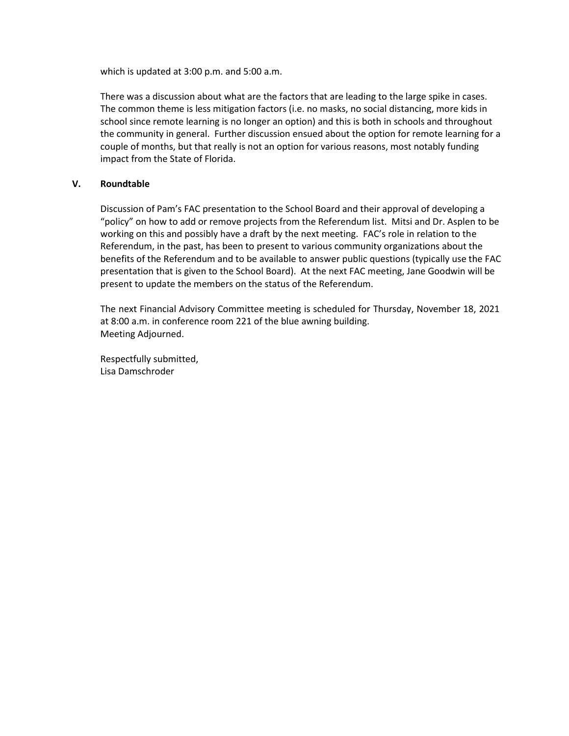which is updated at 3:00 p.m. and 5:00 a.m.

There was a discussion about what are the factors that are leading to the large spike in cases. The common theme is less mitigation factors (i.e. no masks, no social distancing, more kids in school since remote learning is no longer an option) and this is both in schools and throughout the community in general. Further discussion ensued about the option for remote learning for a couple of months, but that really is not an option for various reasons, most notably funding impact from the State of Florida.

## V. Roundtable

Discussion of Pam's FAC presentation to the School Board and their approval of developing a "policy" on how to add or remove projects from the Referendum list. Mitsi and Dr. Asplen to be working on this and possibly have a draft by the next meeting. FAC's role in relation to the Referendum, in the past, has been to present to various community organizations about the benefits of the Referendum and to be available to answer public questions (typically use the FAC presentation that is given to the School Board). At the next FAC meeting, Jane Goodwin will be present to update the members on the status of the Referendum.

The next Financial Advisory Committee meeting is scheduled for Thursday, November 18, 2021 at 8:00 a.m. in conference room 221 of the blue awning building.
Meeting Adjourned.

Respectfully submitted,
Lisa Damschroder